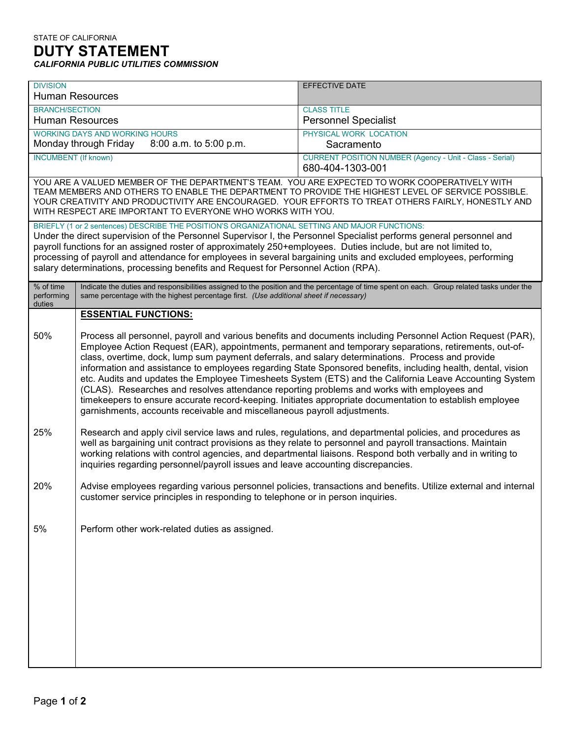STATE OF CALIFORNIA

# DUTY STATEMENT

***CALIFORNIA PUBLIC UTILITIES COMMISSION***

| DIVISION | EFFECTIVE DATE |
|---|---|
| Human Resources | |
| **BRANCH/SECTION** | **CLASS TITLE** |
| Human Resources | Personnel Specialist |
| **WORKING DAYS AND WORKING HOURS** | **PHYSICAL WORK LOCATION** |
| Monday through Friday 8:00 a.m. to 5:00 p.m. | Sacramento |
| **INCUMBENT (If known)** | **CURRENT POSITION NUMBER (Agency - Unit - Class - Serial)** |
| | 680-404-1303-001 |

YOU ARE A VALUED MEMBER OF THE DEPARTMENT'S TEAM. YOU ARE EXPECTED TO WORK COOPERATIVELY WITH TEAM MEMBERS AND OTHERS TO ENABLE THE DEPARTMENT TO PROVIDE THE HIGHEST LEVEL OF SERVICE POSSIBLE. YOUR CREATIVITY AND PRODUCTIVITY ARE ENCOURAGED. YOUR EFFORTS TO TREAT OTHERS FAIRLY, HONESTLY AND WITH RESPECT ARE IMPORTANT TO EVERYONE WHO WORKS WITH YOU.

BRIEFLY (1 or 2 sentences) DESCRIBE THE POSITION'S ORGANIZATIONAL SETTING AND MAJOR FUNCTIONS:

Under the direct supervision of the Personnel Supervisor I, the Personnel Specialist performs general personnel and payroll functions for an assigned roster of approximately 250+employees. Duties include, but are not limited to, processing of payroll and attendance for employees in several bargaining units and excluded employees, performing salary determinations, processing benefits and Request for Personnel Action (RPA).

| % of time performing duties | Indicate the duties and responsibilities assigned to the position and the percentage of time spent on each. Group related tasks under the same percentage with the highest percentage first. *(Use additional sheet if necessary)* |
|---|---|
| | **ESSENTIAL FUNCTIONS:** |
| 50% | Process all personnel, payroll and various benefits and documents including Personnel Action Request (PAR), Employee Action Request (EAR), appointments, permanent and temporary separations, retirements, out-of-class, overtime, dock, lump sum payment deferrals, and salary determinations. Process and provide information and assistance to employees regarding State Sponsored benefits, including health, dental, vision etc. Audits and updates the Employee Timesheets System (ETS) and the California Leave Accounting System (CLAS). Researches and resolves attendance reporting problems and works with employees and timekeepers to ensure accurate record-keeping. Initiates appropriate documentation to establish employee garnishments, accounts receivable and miscellaneous payroll adjustments. |
| 25% | Research and apply civil service laws and rules, regulations, and departmental policies, and procedures as well as bargaining unit contract provisions as they relate to personnel and payroll transactions. Maintain working relations with control agencies, and departmental liaisons. Respond both verbally and in writing to inquiries regarding personnel/payroll issues and leave accounting discrepancies. |
| 20% | Advise employees regarding various personnel policies, transactions and benefits. Utilize external and internal customer service principles in responding to telephone or in person inquiries. |
| 5% | Perform other work-related duties as assigned. |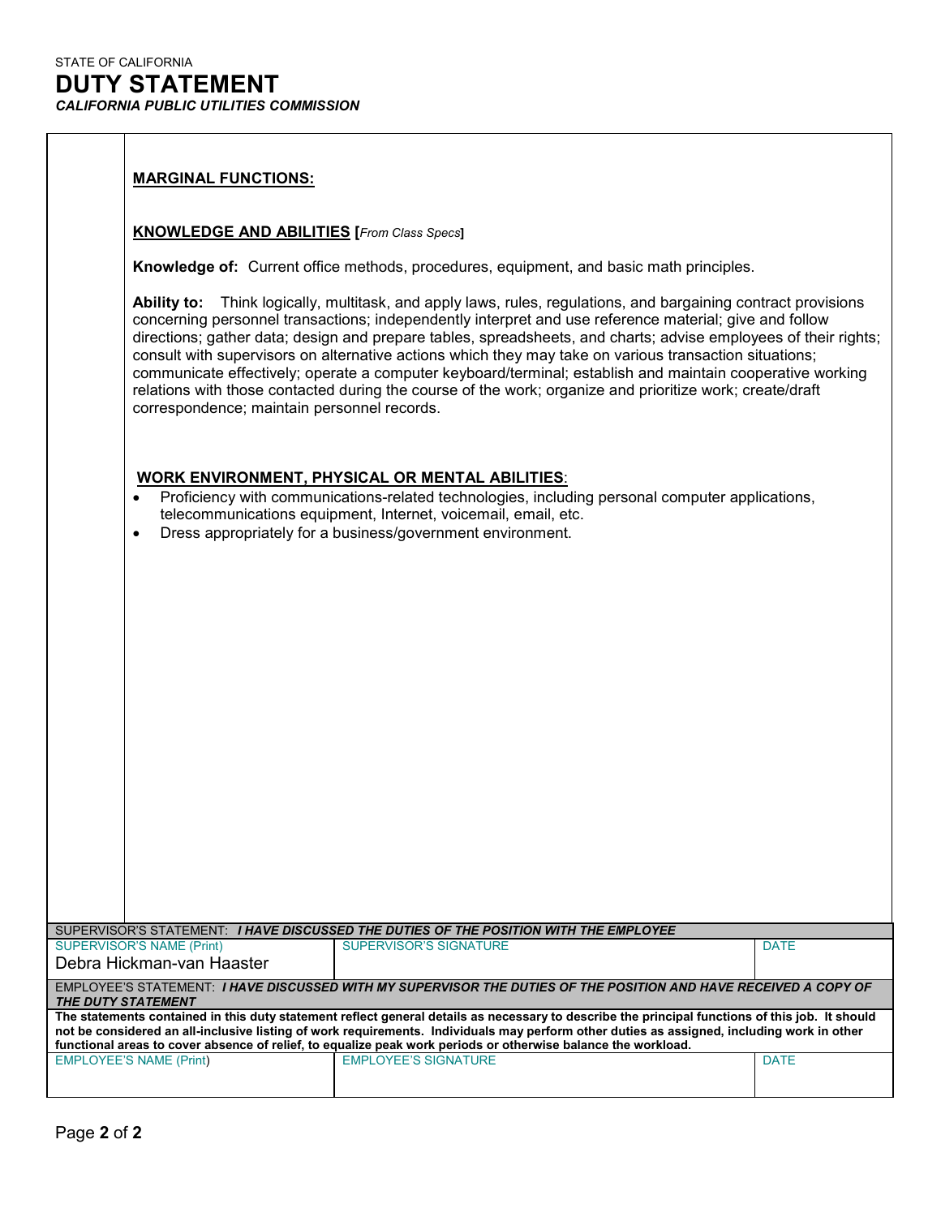STATE OF CALIFORNIA

# DUTY STATEMENT

***CALIFORNIA PUBLIC UTILITIES COMMISSION***

**MARGINAL FUNCTIONS:**

**KNOWLEDGE AND ABILITIES [***From Class Specs***]**

**Knowledge of:** Current office methods, procedures, equipment, and basic math principles.

**Ability to:** Think logically, multitask, and apply laws, rules, regulations, and bargaining contract provisions concerning personnel transactions; independently interpret and use reference material; give and follow directions; gather data; design and prepare tables, spreadsheets, and charts; advise employees of their rights; consult with supervisors on alternative actions which they may take on various transaction situations; communicate effectively; operate a computer keyboard/terminal; establish and maintain cooperative working relations with those contacted during the course of the work; organize and prioritize work; create/draft correspondence; maintain personnel records.

**WORK ENVIRONMENT, PHYSICAL OR MENTAL ABILITIES**:

- Proficiency with communications-related technologies, including personal computer applications, telecommunications equipment, Internet, voicemail, email, etc.
- Dress appropriately for a business/government environment.

SUPERVISOR'S STATEMENT: ***I HAVE DISCUSSED THE DUTIES OF THE POSITION WITH THE EMPLOYEE***

| SUPERVISOR'S NAME (Print) | SUPERVISOR'S SIGNATURE | DATE |
|---|---|---|
| Debra Hickman-van Haaster | | |

EMPLOYEE'S STATEMENT: ***I HAVE DISCUSSED WITH MY SUPERVISOR THE DUTIES OF THE POSITION AND HAVE RECEIVED A COPY OF THE DUTY STATEMENT***

**The statements contained in this duty statement reflect general details as necessary to describe the principal functions of this job. It should not be considered an all-inclusive listing of work requirements. Individuals may perform other duties as assigned, including work in other functional areas to cover absence of relief, to equalize peak work periods or otherwise balance the workload.**

| EMPLOYEE'S NAME (Print) | EMPLOYEE'S SIGNATURE | DATE |
|---|---|---|
| | | |